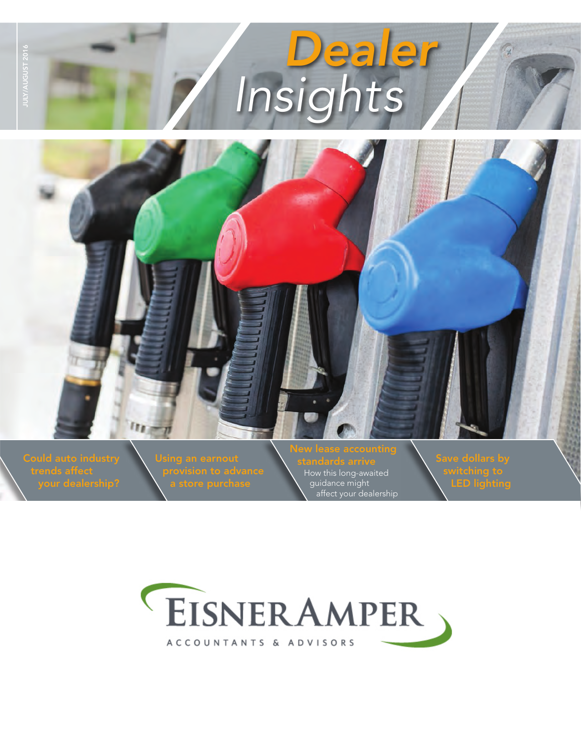JULY/AUGUST 2016

# *Dealer* *Insights*

**Could auto industry trends affect your dealership?**

**Using an earnout provision to advance a store purchase**

**New lease accounting standards arrive**
How this long-awaited guidance might affect your dealership

**Save dollars by switching to LED lighting**

EISNERAMPER
ACCOUNTANTS & ADVISORS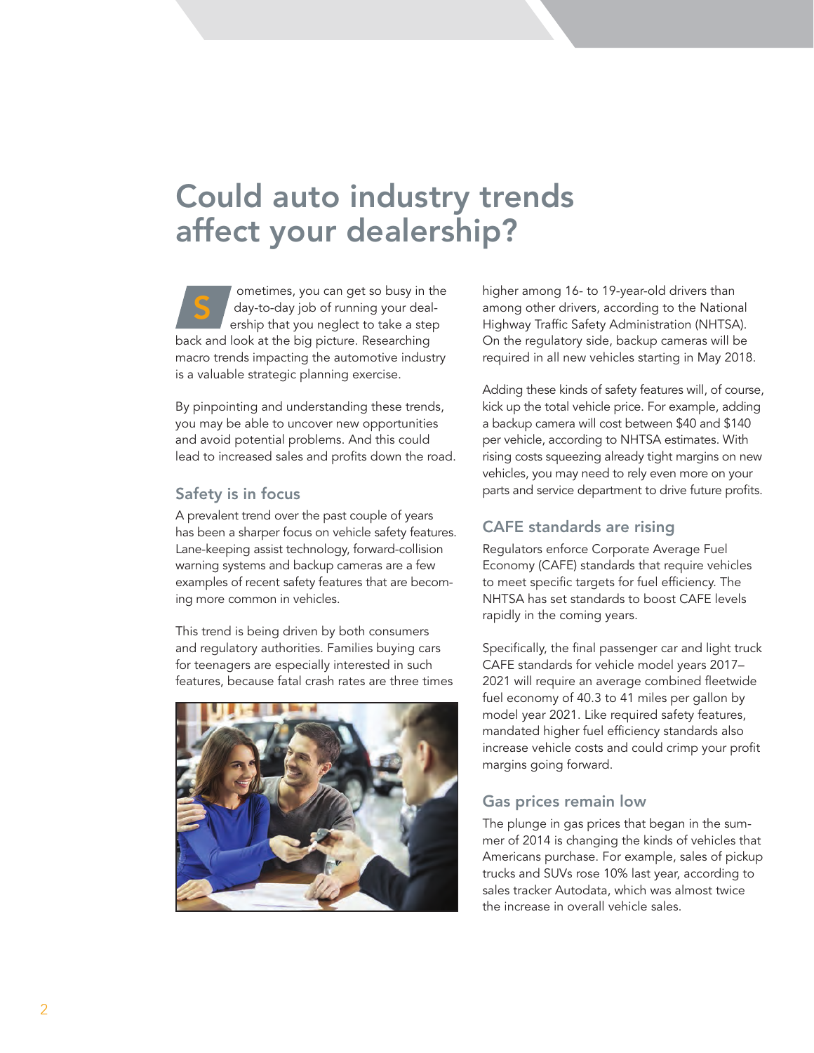# Could auto industry trends affect your dealership?

Sometimes, you can get so busy in the day-to-day job of running your dealership that you neglect to take a step back and look at the big picture. Researching macro trends impacting the automotive industry is a valuable strategic planning exercise.

By pinpointing and understanding these trends, you may be able to uncover new opportunities and avoid potential problems. And this could lead to increased sales and profits down the road.

## Safety is in focus

A prevalent trend over the past couple of years has been a sharper focus on vehicle safety features. Lane-keeping assist technology, forward-collision warning systems and backup cameras are a few examples of recent safety features that are becoming more common in vehicles.

This trend is being driven by both consumers and regulatory authorities. Families buying cars for teenagers are especially interested in such features, because fatal crash rates are three times higher among 16- to 19-year-old drivers than among other drivers, according to the National Highway Traffic Safety Administration (NHTSA). On the regulatory side, backup cameras will be required in all new vehicles starting in May 2018.

Adding these kinds of safety features will, of course, kick up the total vehicle price. For example, adding a backup camera will cost between $40 and $140 per vehicle, according to NHTSA estimates. With rising costs squeezing already tight margins on new vehicles, you may need to rely even more on your parts and service department to drive future profits.

## CAFE standards are rising

Regulators enforce Corporate Average Fuel Economy (CAFE) standards that require vehicles to meet specific targets for fuel efficiency. The NHTSA has set standards to boost CAFE levels rapidly in the coming years.

Specifically, the final passenger car and light truck CAFE standards for vehicle model years 2017–2021 will require an average combined fleetwide fuel economy of 40.3 to 41 miles per gallon by model year 2021. Like required safety features, mandated higher fuel efficiency standards also increase vehicle costs and could crimp your profit margins going forward.

## Gas prices remain low

The plunge in gas prices that began in the summer of 2014 is changing the kinds of vehicles that Americans purchase. For example, sales of pickup trucks and SUVs rose 10% last year, according to sales tracker Autodata, which was almost twice the increase in overall vehicle sales.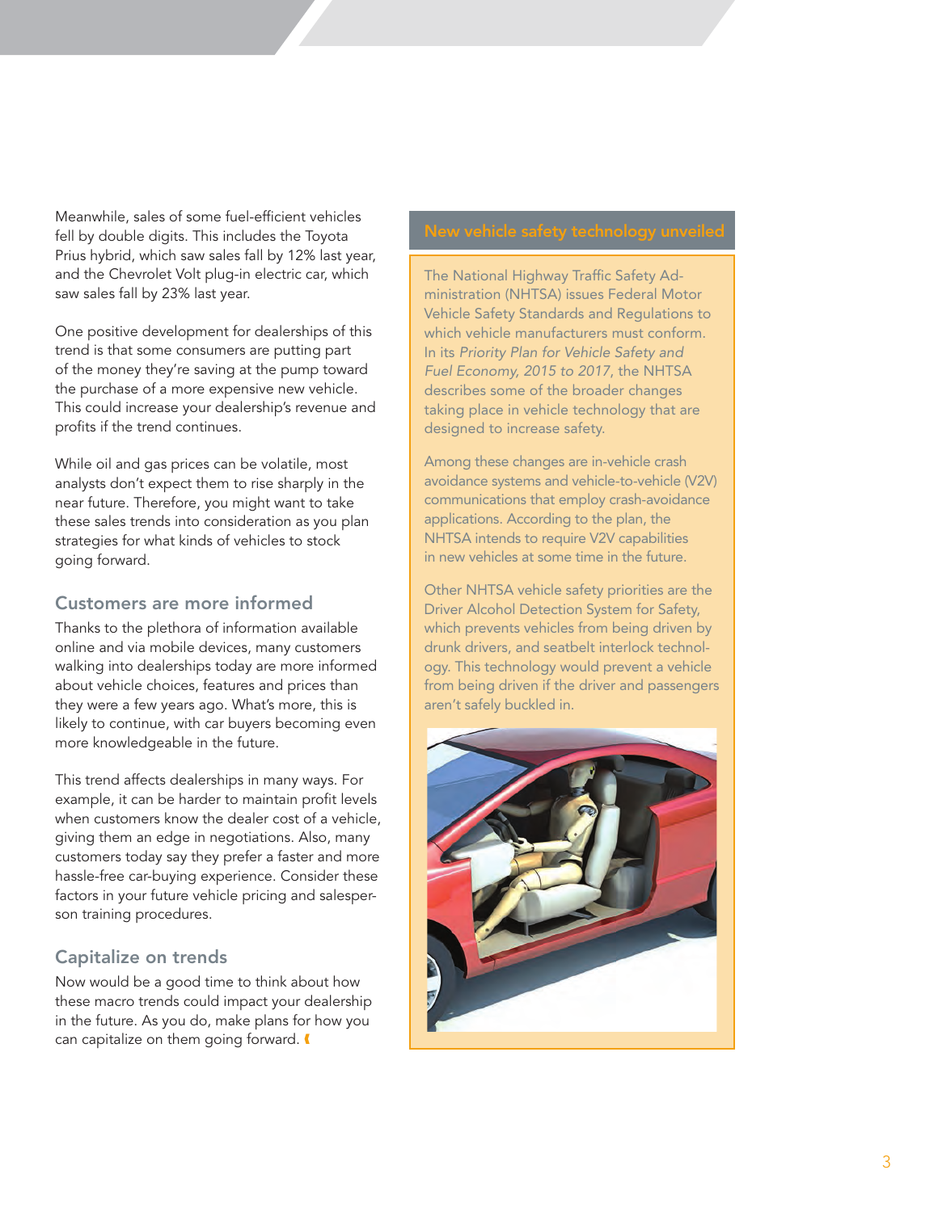Meanwhile, sales of some fuel-efficient vehicles fell by double digits. This includes the Toyota Prius hybrid, which saw sales fall by 12% last year, and the Chevrolet Volt plug-in electric car, which saw sales fall by 23% last year.

One positive development for dealerships of this trend is that some consumers are putting part of the money they're saving at the pump toward the purchase of a more expensive new vehicle. This could increase your dealership's revenue and profits if the trend continues.

While oil and gas prices can be volatile, most analysts don't expect them to rise sharply in the near future. Therefore, you might want to take these sales trends into consideration as you plan strategies for what kinds of vehicles to stock going forward.

## Customers are more informed

Thanks to the plethora of information available online and via mobile devices, many customers walking into dealerships today are more informed about vehicle choices, features and prices than they were a few years ago. What's more, this is likely to continue, with car buyers becoming even more knowledgeable in the future.

This trend affects dealerships in many ways. For example, it can be harder to maintain profit levels when customers know the dealer cost of a vehicle, giving them an edge in negotiations. Also, many customers today say they prefer a faster and more hassle-free car-buying experience. Consider these factors in your future vehicle pricing and salesperson training procedures.

## Capitalize on trends

Now would be a good time to think about how these macro trends could impact your dealership in the future. As you do, make plans for how you can capitalize on them going forward.

## New vehicle safety technology unveiled

The National Highway Traffic Safety Administration (NHTSA) issues Federal Motor Vehicle Safety Standards and Regulations to which vehicle manufacturers must conform. In its *Priority Plan for Vehicle Safety and Fuel Economy, 2015 to 2017*, the NHTSA describes some of the broader changes taking place in vehicle technology that are designed to increase safety.

Among these changes are in-vehicle crash avoidance systems and vehicle-to-vehicle (V2V) communications that employ crash-avoidance applications. According to the plan, the NHTSA intends to require V2V capabilities in new vehicles at some time in the future.

Other NHTSA vehicle safety priorities are the Driver Alcohol Detection System for Safety, which prevents vehicles from being driven by drunk drivers, and seatbelt interlock technology. This technology would prevent a vehicle from being driven if the driver and passengers aren't safely buckled in.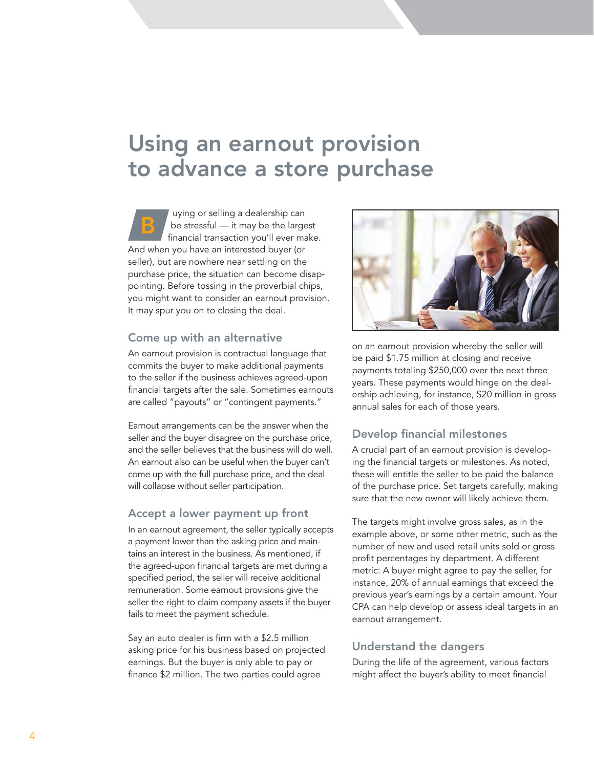# Using an earnout provision to advance a store purchase

Buying or selling a dealership can be stressful — it may be the largest financial transaction you'll ever make. And when you have an interested buyer (or seller), but are nowhere near settling on the purchase price, the situation can become disappointing. Before tossing in the proverbial chips, you might want to consider an earnout provision. It may spur you on to closing the deal.

## Come up with an alternative

An earnout provision is contractual language that commits the buyer to make additional payments to the seller if the business achieves agreed-upon financial targets after the sale. Sometimes earnouts are called "payouts" or "contingent payments."

Earnout arrangements can be the answer when the seller and the buyer disagree on the purchase price, and the seller believes that the business will do well. An earnout also can be useful when the buyer can't come up with the full purchase price, and the deal will collapse without seller participation.

## Accept a lower payment up front

In an earnout agreement, the seller typically accepts a payment lower than the asking price and maintains an interest in the business. As mentioned, if the agreed-upon financial targets are met during a specified period, the seller will receive additional remuneration. Some earnout provisions give the seller the right to claim company assets if the buyer fails to meet the payment schedule.

Say an auto dealer is firm with a $2.5 million asking price for his business based on projected earnings. But the buyer is only able to pay or finance $2 million. The two parties could agree on an earnout provision whereby the seller will be paid $1.75 million at closing and receive payments totaling $250,000 over the next three years. These payments would hinge on the dealership achieving, for instance, $20 million in gross annual sales for each of those years.

## Develop financial milestones

A crucial part of an earnout provision is developing the financial targets or milestones. As noted, these will entitle the seller to be paid the balance of the purchase price. Set targets carefully, making sure that the new owner will likely achieve them.

The targets might involve gross sales, as in the example above, or some other metric, such as the number of new and used retail units sold or gross profit percentages by department. A different metric: A buyer might agree to pay the seller, for instance, 20% of annual earnings that exceed the previous year's earnings by a certain amount. Your CPA can help develop or assess ideal targets in an earnout arrangement.

## Understand the dangers

During the life of the agreement, various factors might affect the buyer's ability to meet financial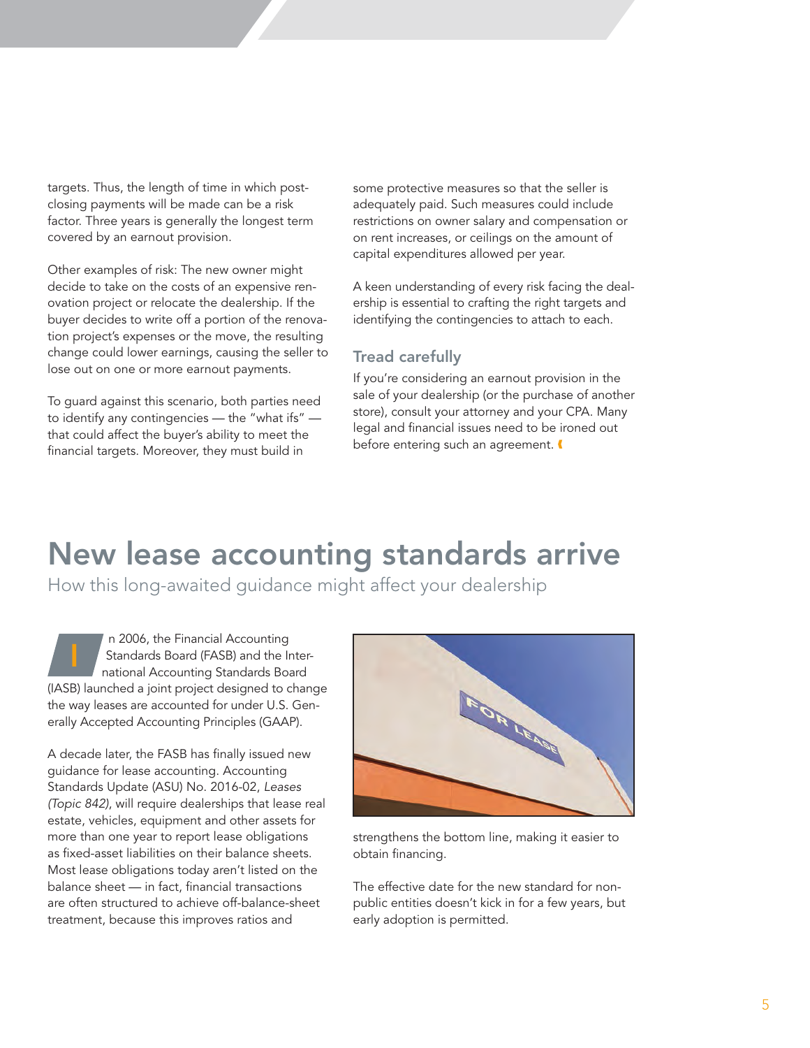targets. Thus, the length of time in which post-closing payments will be made can be a risk factor. Three years is generally the longest term covered by an earnout provision.

Other examples of risk: The new owner might decide to take on the costs of an expensive renovation project or relocate the dealership. If the buyer decides to write off a portion of the renovation project's expenses or the move, the resulting change could lower earnings, causing the seller to lose out on one or more earnout payments.

To guard against this scenario, both parties need to identify any contingencies — the "what ifs" — that could affect the buyer's ability to meet the financial targets. Moreover, they must build in some protective measures so that the seller is adequately paid. Such measures could include restrictions on owner salary and compensation or on rent increases, or ceilings on the amount of capital expenditures allowed per year.

A keen understanding of every risk facing the dealership is essential to crafting the right targets and identifying the contingencies to attach to each.

### Tread carefully

If you're considering an earnout provision in the sale of your dealership (or the purchase of another store), consult your attorney and your CPA. Many legal and financial issues need to be ironed out before entering such an agreement.

# New lease accounting standards arrive

How this long-awaited guidance might affect your dealership

In 2006, the Financial Accounting Standards Board (FASB) and the International Accounting Standards Board (IASB) launched a joint project designed to change the way leases are accounted for under U.S. Generally Accepted Accounting Principles (GAAP).

A decade later, the FASB has finally issued new guidance for lease accounting. Accounting Standards Update (ASU) No. 2016-02, *Leases (Topic 842)*, will require dealerships that lease real estate, vehicles, equipment and other assets for more than one year to report lease obligations as fixed-asset liabilities on their balance sheets. Most lease obligations today aren't listed on the balance sheet — in fact, financial transactions are often structured to achieve off-balance-sheet treatment, because this improves ratios and strengthens the bottom line, making it easier to obtain financing.

The effective date for the new standard for nonpublic entities doesn't kick in for a few years, but early adoption is permitted.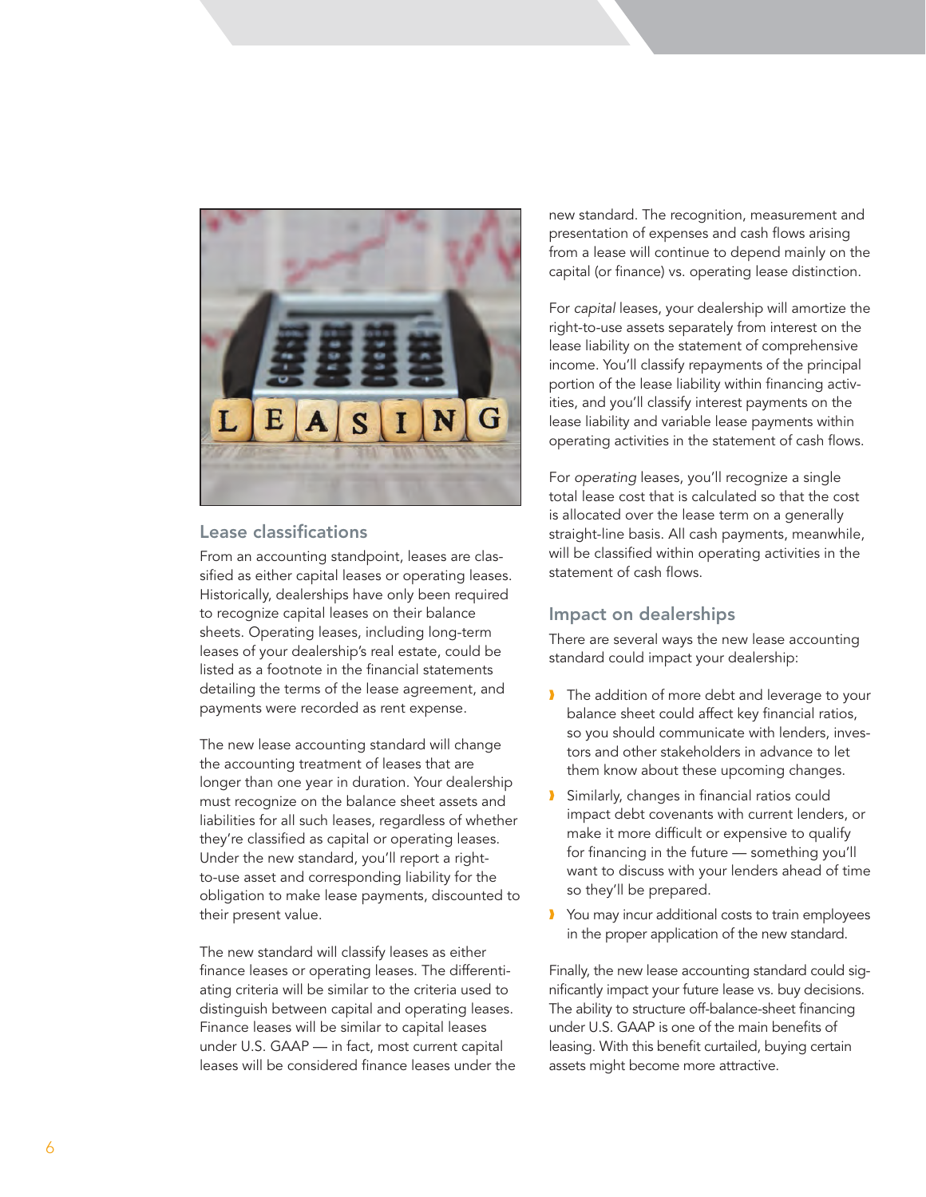## Lease classifications

From an accounting standpoint, leases are classified as either capital leases or operating leases. Historically, dealerships have only been required to recognize capital leases on their balance sheets. Operating leases, including long-term leases of your dealership's real estate, could be listed as a footnote in the financial statements detailing the terms of the lease agreement, and payments were recorded as rent expense.

The new lease accounting standard will change the accounting treatment of leases that are longer than one year in duration. Your dealership must recognize on the balance sheet assets and liabilities for all such leases, regardless of whether they're classified as capital or operating leases. Under the new standard, you'll report a right-to-use asset and corresponding liability for the obligation to make lease payments, discounted to their present value.

The new standard will classify leases as either finance leases or operating leases. The differentiating criteria will be similar to the criteria used to distinguish between capital and operating leases. Finance leases will be similar to capital leases under U.S. GAAP — in fact, most current capital leases will be considered finance leases under the new standard. The recognition, measurement and presentation of expenses and cash flows arising from a lease will continue to depend mainly on the capital (or finance) vs. operating lease distinction.

For *capital* leases, your dealership will amortize the right-to-use assets separately from interest on the lease liability on the statement of comprehensive income. You'll classify repayments of the principal portion of the lease liability within financing activities, and you'll classify interest payments on the lease liability and variable lease payments within operating activities in the statement of cash flows.

For *operating* leases, you'll recognize a single total lease cost that is calculated so that the cost is allocated over the lease term on a generally straight-line basis. All cash payments, meanwhile, will be classified within operating activities in the statement of cash flows.

## Impact on dealerships

There are several ways the new lease accounting standard could impact your dealership:

- The addition of more debt and leverage to your balance sheet could affect key financial ratios, so you should communicate with lenders, investors and other stakeholders in advance to let them know about these upcoming changes.
- Similarly, changes in financial ratios could impact debt covenants with current lenders, or make it more difficult or expensive to qualify for financing in the future — something you'll want to discuss with your lenders ahead of time so they'll be prepared.
- You may incur additional costs to train employees in the proper application of the new standard.

Finally, the new lease accounting standard could significantly impact your future lease vs. buy decisions. The ability to structure off-balance-sheet financing under U.S. GAAP is one of the main benefits of leasing. With this benefit curtailed, buying certain assets might become more attractive.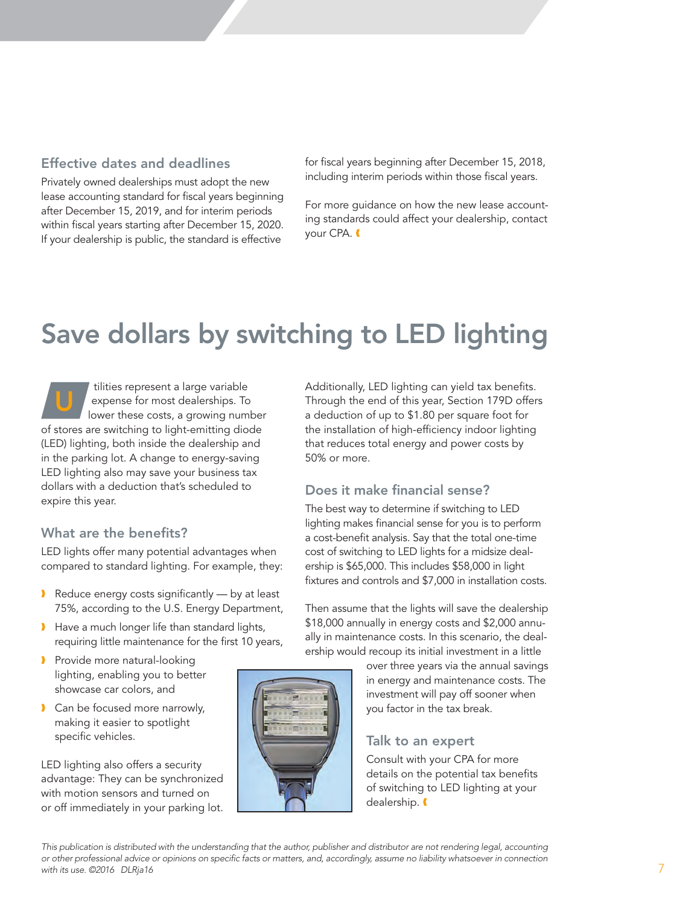### Effective dates and deadlines

Privately owned dealerships must adopt the new lease accounting standard for fiscal years beginning after December 15, 2019, and for interim periods within fiscal years starting after December 15, 2020. If your dealership is public, the standard is effective for fiscal years beginning after December 15, 2018, including interim periods within those fiscal years.

For more guidance on how the new lease accounting standards could affect your dealership, contact your CPA.

# Save dollars by switching to LED lighting

Utilities represent a large variable expense for most dealerships. To lower these costs, a growing number of stores are switching to light-emitting diode (LED) lighting, both inside the dealership and in the parking lot. A change to energy-saving LED lighting also may save your business tax dollars with a deduction that's scheduled to expire this year.

### What are the benefits?

LED lights offer many potential advantages when compared to standard lighting. For example, they:

- Reduce energy costs significantly — by at least 75%, according to the U.S. Energy Department,
- Have a much longer life than standard lights, requiring little maintenance for the first 10 years,
- Provide more natural-looking lighting, enabling you to better showcase car colors, and
- Can be focused more narrowly, making it easier to spotlight specific vehicles.

LED lighting also offers a security advantage: They can be synchronized with motion sensors and turned on or off immediately in your parking lot.

Additionally, LED lighting can yield tax benefits. Through the end of this year, Section 179D offers a deduction of up to $1.80 per square foot for the installation of high-efficiency indoor lighting that reduces total energy and power costs by 50% or more.

### Does it make financial sense?

The best way to determine if switching to LED lighting makes financial sense for you is to perform a cost-benefit analysis. Say that the total one-time cost of switching to LED lights for a midsize dealership is $65,000. This includes $58,000 in light fixtures and controls and $7,000 in installation costs.

Then assume that the lights will save the dealership $18,000 annually in energy costs and $2,000 annually in maintenance costs. In this scenario, the dealership would recoup its initial investment in a little over three years via the annual savings in energy and maintenance costs. The investment will pay off sooner when you factor in the tax break.

### Talk to an expert

Consult with your CPA for more details on the potential tax benefits of switching to LED lighting at your dealership.

*This publication is distributed with the understanding that the author, publisher and distributor are not rendering legal, accounting or other professional advice or opinions on specific facts or matters, and, accordingly, assume no liability whatsoever in connection with its use. ©2016 DLRja16*